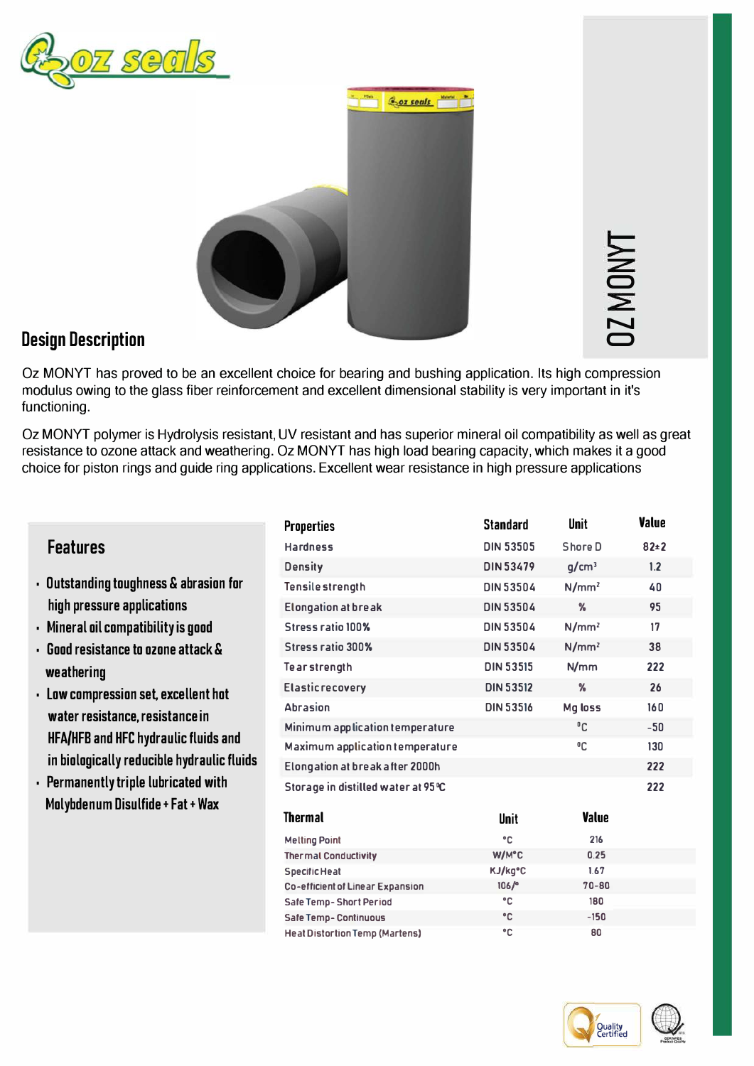# OZ MONYT

## Design Description

Oz MONYT has proved to be an excellent choice for bearing and bushing application. Its high compression modulus owing to the glass fiber reinforcement and excellent dimensional stability is very important in it's functioning.

Oz MONYT polymer is Hydrolysis resistant, UV resistant and has superior mineral oil compatibility as well as great resistance to ozone attack and weathering. Oz MONYT has high load bearing capacity, which makes it a good choice for piston rings and guide ring applications. Excellent wear resistance in high pressure applications

## Features

- Outstanding toughness & abrasion for high pressure applications
- Mineral oil compatibility is good
- Good resistance to ozone attack & weathering
- Low compression set, excellent hot water resistance, resistance in HFA/HFB and HFC hydraulic fluids and in biologically reducible hydraulic fluids
- Permanently triple lubricated with Molybdenum Disulfide + Fat + Wax

| Properties | Standard | Unit | Value |
|---|---|---|---|
| Hardness | DIN 53505 | Shore D | 82±2 |
| Density | DIN 53479 | g/cm³ | 1.2 |
| Tensile strength | DIN 53504 | N/mm² | 40 |
| Elongation at break | DIN 53504 | % | 95 |
| Stress ratio 100% | DIN 53504 | N/mm² | 17 |
| Stress ratio 300% | DIN 53504 | N/mm² | 38 |
| Tear strength | DIN 53515 | N/mm | 222 |
| Elastic recovery | DIN 53512 | % | 26 |
| Abrasion | DIN 53516 | Mg loss | 160 |
| Minimum application temperature | | °C | -50 |
| Maximum application temperature | | °C | 130 |
| Elongation at break after 2000h | | | 222 |
| Storage in distilled water at 95°C | | | 222 |

| Thermal | Unit | Value |
|---|---|---|
| Melting Point | °C | 216 |
| Thermal Conductivity | W/M°C | 0.25 |
| Specific Heat | KJ/kg°C | 1.67 |
| Co-efficient of Linear Expansion | 106/° | 70-80 |
| Safe Temp- Short Period | °C | 180 |
| Safe Temp- Continuous | °C | -150 |
| Heat Distortion Temp (Martens) | °C | 80 |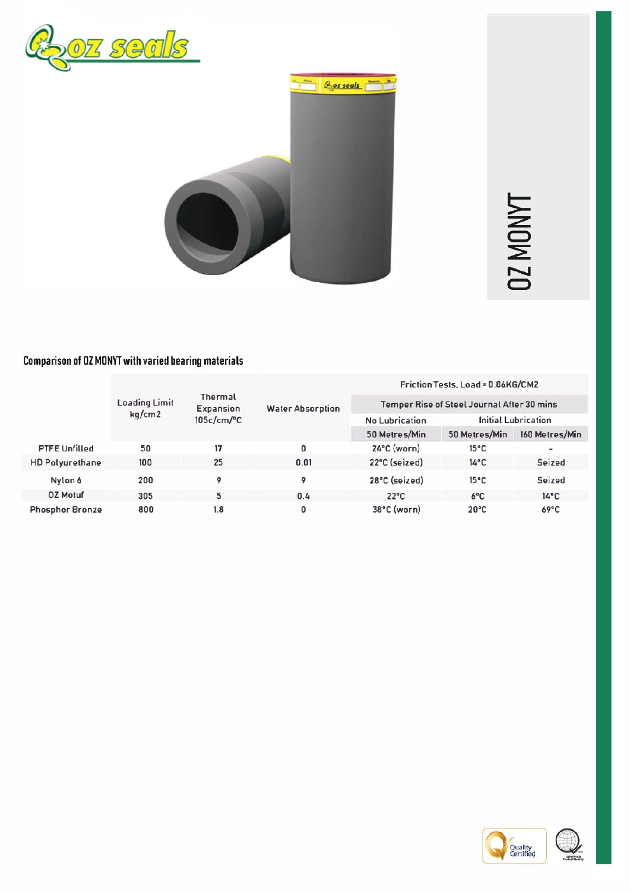# OZ MONYT

## Comparison of OZ MONYT with varied bearing materials

| | Loading Limit kg/cm2 | Thermal Expansion 105c/cm/°C | Water Absorption | Friction Tests. Load = 0.86KG/CM2 | | |
|---|---|---|---|---|---|---|
| | | | | Temper Rise of Steel Journal After 30 mins | | |
| | | | | No Lubrication | Initial Lubrication | |
| | | | | 50 Metres/Min | 50 Metres/Min | 160 Metres/Min |
| PTFE Unfilled | 50 | 17 | 0 | 24°C (worn) | 15°C | - |
| HD Polyurethane | 100 | 25 | 0.01 | 22°C (seized) | 14°C | Seized |
| Nylon 6 | 200 | 9 | 9 | 28°C (seized) | 15°C | Seized |
| OZ Motuf | 305 | 5 | 0.4 | 22°C | 6°C | 14°C |
| Phosphor Bronze | 800 | 1.8 | 0 | 38°C (worn) | 20°C | 69°C |